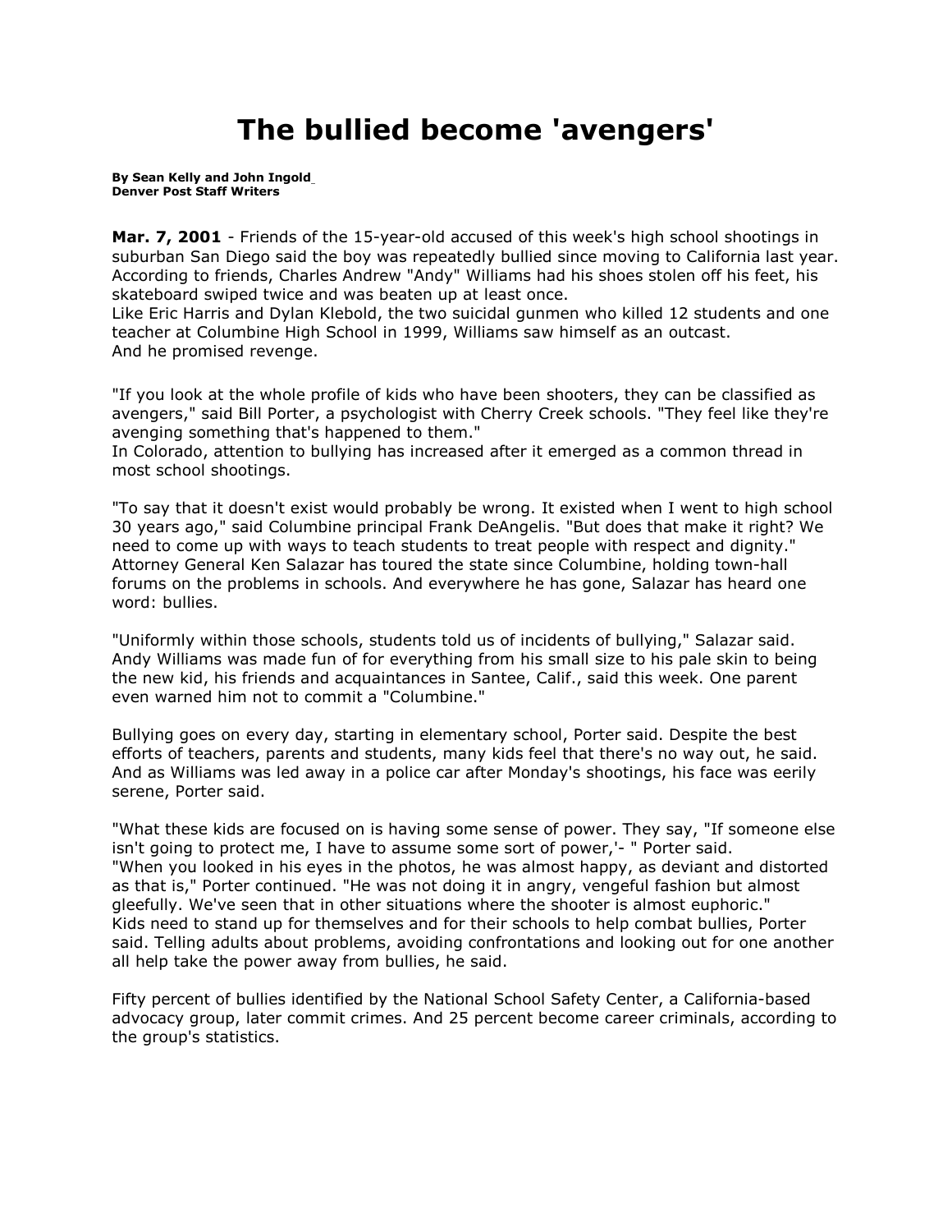# The bullied become 'avengers'

**By Sean Kelly and John Ingold**
**Denver Post Staff Writers**

**Mar. 7, 2001** - Friends of the 15-year-old accused of this week's high school shootings in suburban San Diego said the boy was repeatedly bullied since moving to California last year. According to friends, Charles Andrew "Andy" Williams had his shoes stolen off his feet, his skateboard swiped twice and was beaten up at least once.
Like Eric Harris and Dylan Klebold, the two suicidal gunmen who killed 12 students and one teacher at Columbine High School in 1999, Williams saw himself as an outcast.
And he promised revenge.

"If you look at the whole profile of kids who have been shooters, they can be classified as avengers," said Bill Porter, a psychologist with Cherry Creek schools. "They feel like they're avenging something that's happened to them."
In Colorado, attention to bullying has increased after it emerged as a common thread in most school shootings.

"To say that it doesn't exist would probably be wrong. It existed when I went to high school 30 years ago," said Columbine principal Frank DeAngelis. "But does that make it right? We need to come up with ways to teach students to treat people with respect and dignity."
Attorney General Ken Salazar has toured the state since Columbine, holding town-hall forums on the problems in schools. And everywhere he has gone, Salazar has heard one word: bullies.

"Uniformly within those schools, students told us of incidents of bullying," Salazar said.
Andy Williams was made fun of for everything from his small size to his pale skin to being the new kid, his friends and acquaintances in Santee, Calif., said this week. One parent even warned him not to commit a "Columbine."

Bullying goes on every day, starting in elementary school, Porter said. Despite the best efforts of teachers, parents and students, many kids feel that there's no way out, he said.
And as Williams was led away in a police car after Monday's shootings, his face was eerily serene, Porter said.

"What these kids are focused on is having some sense of power. They say, "If someone else isn't going to protect me, I have to assume some sort of power,'- " Porter said.
"When you looked in his eyes in the photos, he was almost happy, as deviant and distorted as that is," Porter continued. "He was not doing it in angry, vengeful fashion but almost gleefully. We've seen that in other situations where the shooter is almost euphoric."
Kids need to stand up for themselves and for their schools to help combat bullies, Porter said. Telling adults about problems, avoiding confrontations and looking out for one another all help take the power away from bullies, he said.

Fifty percent of bullies identified by the National School Safety Center, a California-based advocacy group, later commit crimes. And 25 percent become career criminals, according to the group's statistics.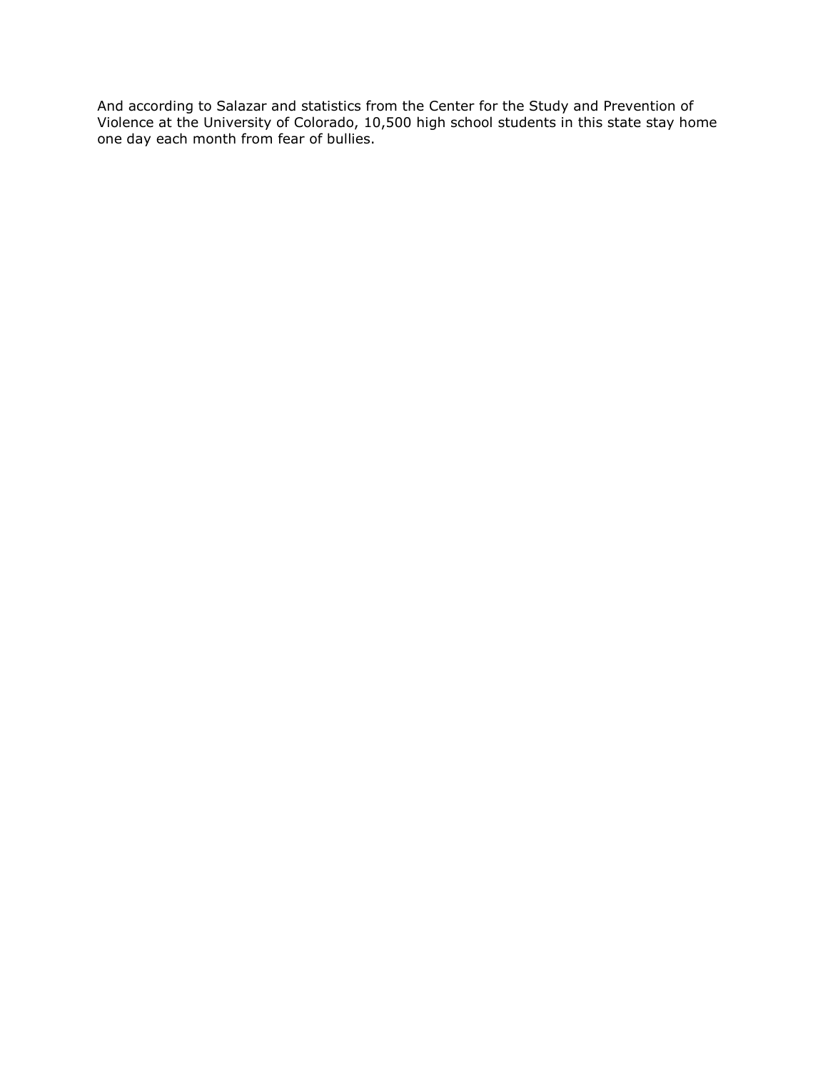And according to Salazar and statistics from the Center for the Study and Prevention of Violence at the University of Colorado, 10,500 high school students in this state stay home one day each month from fear of bullies.